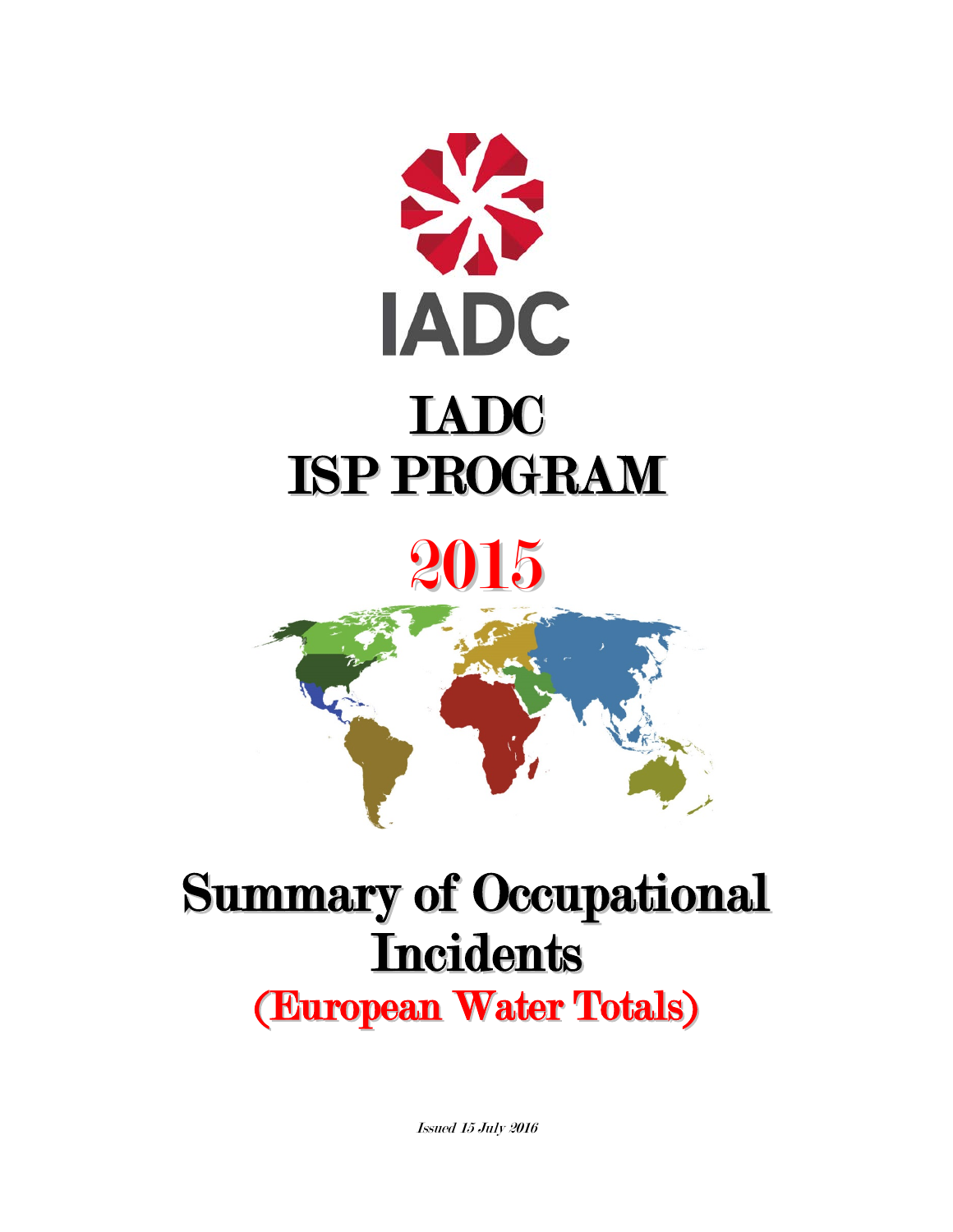IADC

# IADC ISP PROGRAM

# 2015

# Summary of Occupational Incidents

## (European Water Totals)

*Issued 15 July 2016*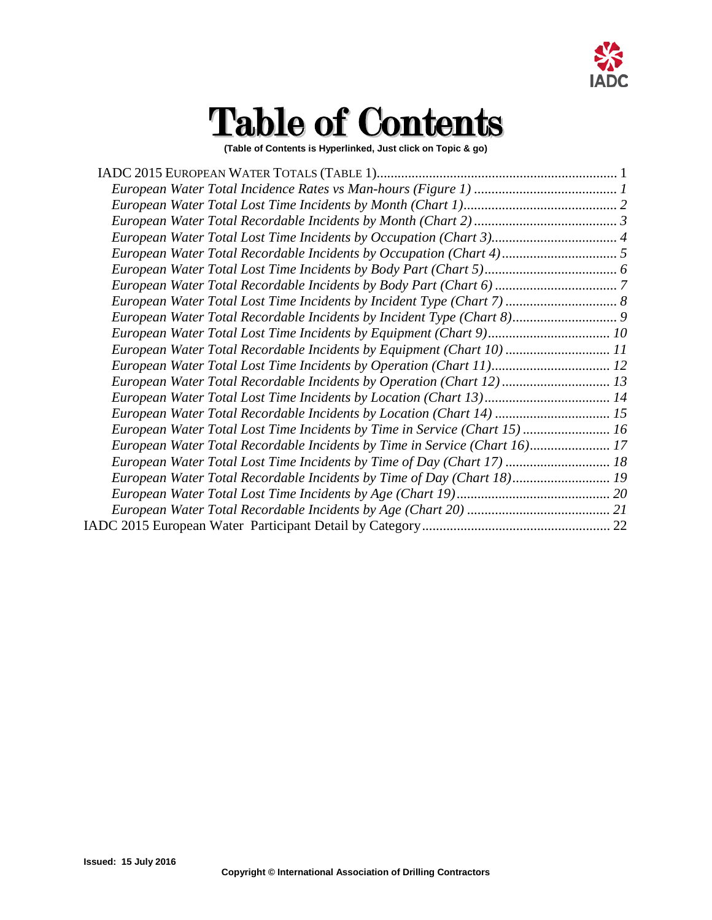# Table of Contents

**(Table of Contents is Hyperlinked, Just click on Topic & go)**

- IADC 2015 European Water Totals (Table 1) ........ 1
  - *European Water Total Incidence Rates vs Man-hours (Figure 1) ........ 1*
  - *European Water Total Lost Time Incidents by Month (Chart 1) ........ 2*
  - *European Water Total Recordable Incidents by Month (Chart 2) ........ 3*
  - *European Water Total Lost Time Incidents by Occupation (Chart 3) ........ 4*
  - *European Water Total Recordable Incidents by Occupation (Chart 4) ........ 5*
  - *European Water Total Lost Time Incidents by Body Part (Chart 5) ........ 6*
  - *European Water Total Recordable Incidents by Body Part (Chart 6) ........ 7*
  - *European Water Total Lost Time Incidents by Incident Type (Chart 7) ........ 8*
  - *European Water Total Recordable Incidents by Incident Type (Chart 8) ........ 9*
  - *European Water Total Lost Time Incidents by Equipment (Chart 9) ........ 10*
  - *European Water Total Recordable Incidents by Equipment (Chart 10) ........ 11*
  - *European Water Total Lost Time Incidents by Operation (Chart 11) ........ 12*
  - *European Water Total Recordable Incidents by Operation (Chart 12) ........ 13*
  - *European Water Total Lost Time Incidents by Location (Chart 13) ........ 14*
  - *European Water Total Recordable Incidents by Location (Chart 14) ........ 15*
  - *European Water Total Lost Time Incidents by Time in Service (Chart 15) ........ 16*
  - *European Water Total Recordable Incidents by Time in Service (Chart 16) ........ 17*
  - *European Water Total Lost Time Incidents by Time of Day (Chart 17) ........ 18*
  - *European Water Total Recordable Incidents by Time of Day (Chart 18) ........ 19*
  - *European Water Total Lost Time Incidents by Age (Chart 19) ........ 20*
  - *European Water Total Recordable Incidents by Age (Chart 20) ........ 21*
- IADC 2015 European Water Participant Detail by Category ........ 22

**Issued: 15 July 2016**

**Copyright © International Association of Drilling Contractors**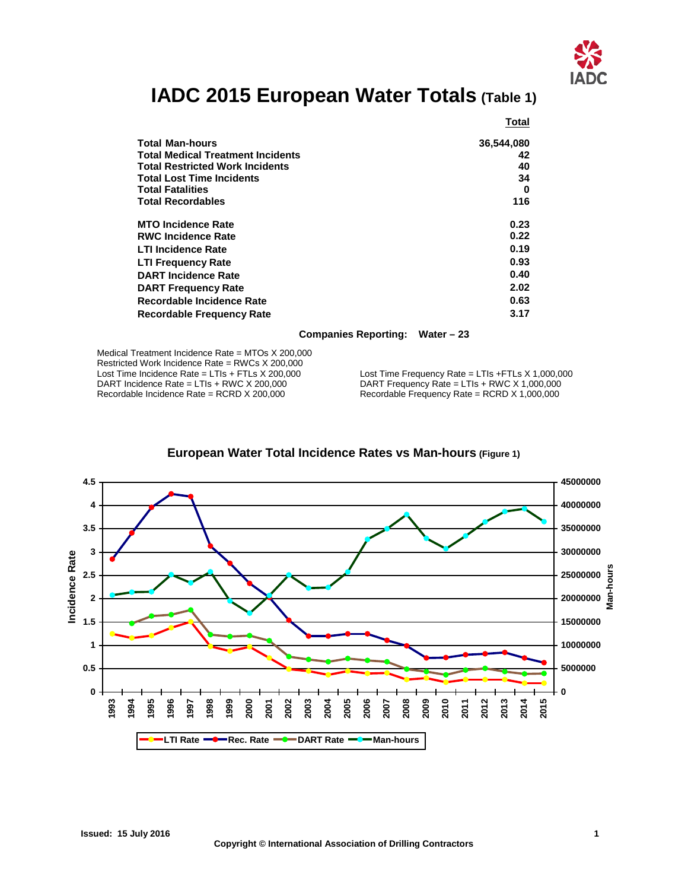# IADC 2015 European Water Totals (Table 1)

| | Total |
|---|---|
| **Total Man-hours** | **36,544,080** |
| **Total Medical Treatment Incidents** | **42** |
| **Total Restricted Work Incidents** | **40** |
| **Total Lost Time Incidents** | **34** |
| **Total Fatalities** | **0** |
| **Total Recordables** | **116** |
| | |
| **MTO Incidence Rate** | **0.23** |
| **RWC Incidence Rate** | **0.22** |
| **LTI Incidence Rate** | **0.19** |
| **LTI Frequency Rate** | **0.93** |
| **DART Incidence Rate** | **0.40** |
| **DART Frequency Rate** | **2.02** |
| **Recordable Incidence Rate** | **0.63** |
| **Recordable Frequency Rate** | **3.17** |

**Companies Reporting: Water – 23**

Medical Treatment Incidence Rate = MTOs X 200,000
Restricted Work Incidence Rate = RWCs X 200,000
Lost Time Incidence Rate = LTIs + FTLs X 200,000
DART Incidence Rate = LTIs + RWC X 200,000
Recordable Incidence Rate = RCRD X 200,000

Lost Time Frequency Rate = LTIs +FTLs X 1,000,000
DART Frequency Rate = LTIs + RWC X 1,000,000
Recordable Frequency Rate = RCRD X 1,000,000

**European Water Total Incidence Rates vs Man-hours (Figure 1)**

Issued: 15 July 2016

Copyright © International Association of Drilling Contractors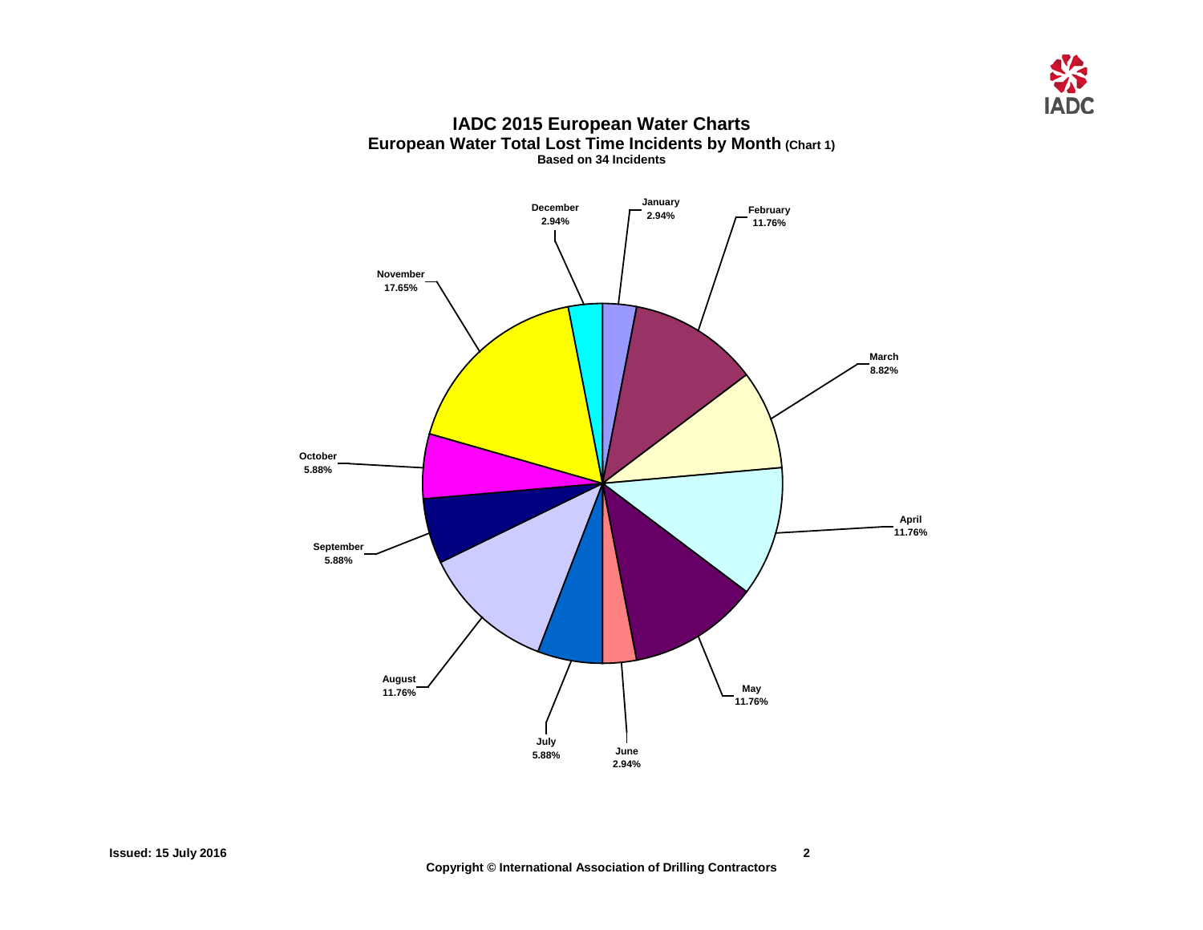# IADC 2015 European Water Charts

## European Water Total Lost Time Incidents by Month (Chart 1)

**Based on 34 Incidents**

| Month | Percentage |
| --- | --- |
| January | 2.94% |
| February | 11.76% |
| March | 8.82% |
| April | 11.76% |
| May | 11.76% |
| June | 2.94% |
| July | 5.88% |
| August | 11.76% |
| September | 5.88% |
| October | 5.88% |
| November | 17.65% |
| December | 2.94% |

Issued: 15 July 2016

Copyright © International Association of Drilling Contractors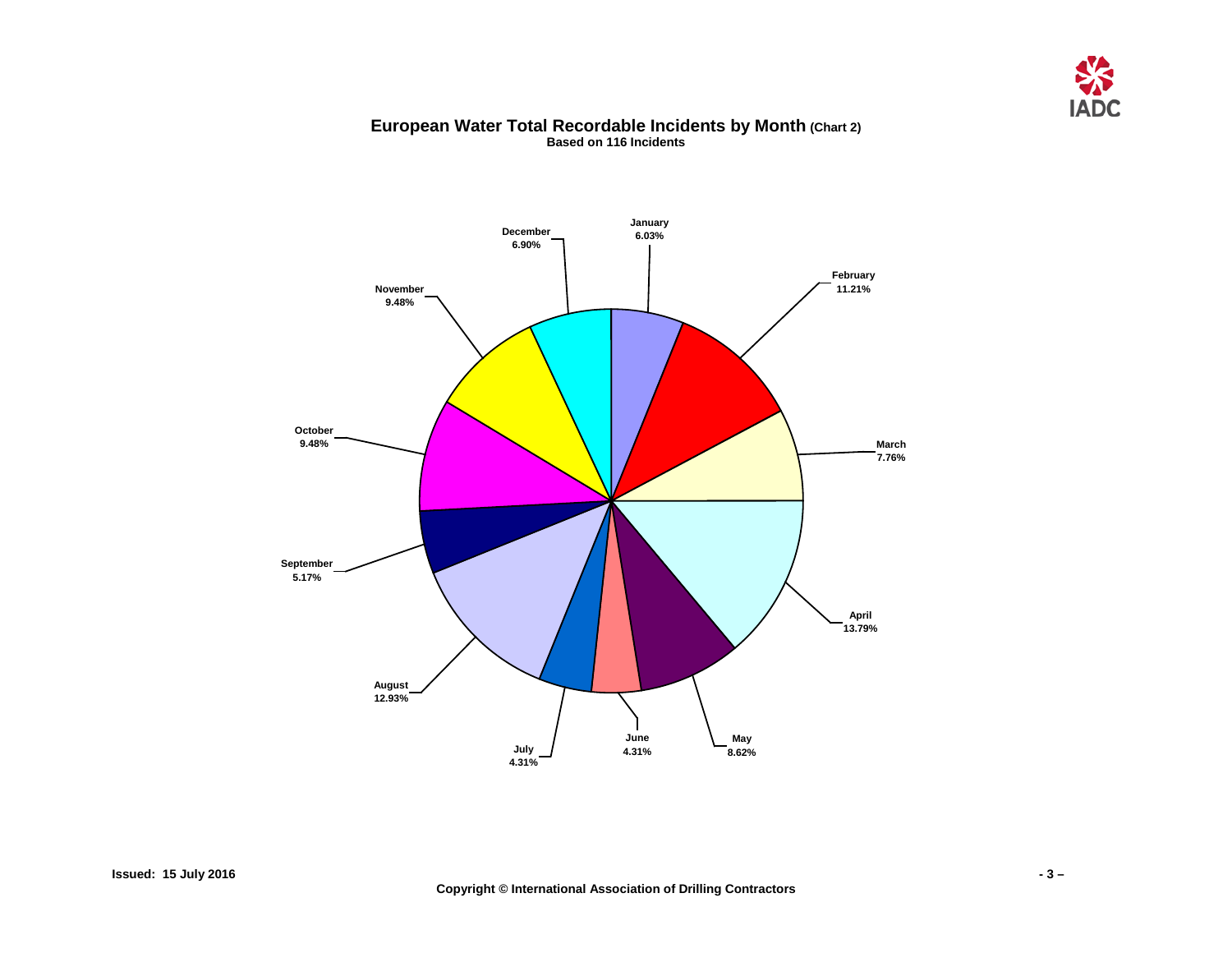# European Water Total Recordable Incidents by Month (Chart 2)

**Based on 116 Incidents**

| Month | Percentage |
| --- | --- |
| January | 6.03% |
| February | 11.21% |
| March | 7.76% |
| April | 13.79% |
| May | 8.62% |
| June | 4.31% |
| July | 4.31% |
| August | 12.93% |
| September | 5.17% |
| October | 9.48% |
| November | 9.48% |
| December | 6.90% |

**Issued: 15 July 2016**

**Copyright © International Association of Drilling Contractors**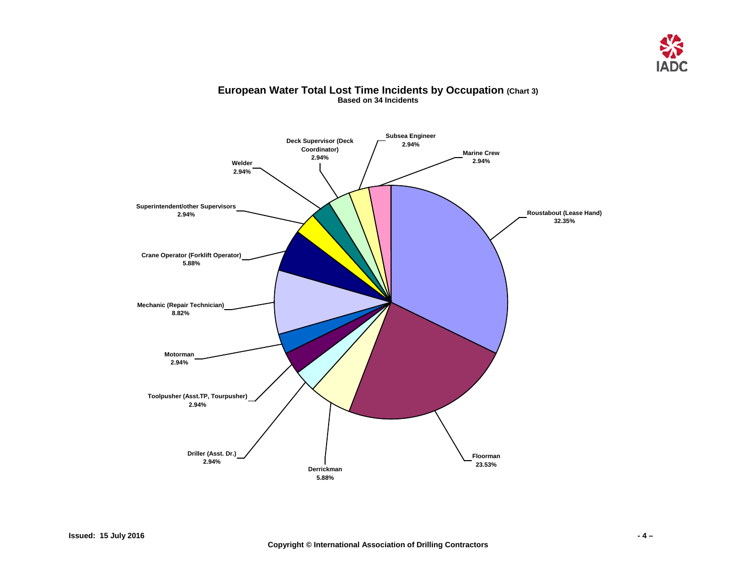# European Water Total Lost Time Incidents by Occupation (Chart 3)

**Based on 34 Incidents**

| Occupation | Percentage |
|---|---|
| Roustabout (Lease Hand) | 32.35% |
| Floorman | 23.53% |
| Derrickman | 5.88% |
| Driller (Asst. Dr.) | 2.94% |
| Toolpusher (Asst.TP, Tourpusher) | 2.94% |
| Motorman | 2.94% |
| Mechanic (Repair Technician) | 8.82% |
| Crane Operator (Forklift Operator) | 5.88% |
| Superintendent/other Supervisors | 2.94% |
| Welder | 2.94% |
| Deck Supervisor (Deck Coordinator) | 2.94% |
| Subsea Engineer | 2.94% |
| Marine Crew | 2.94% |

Issued: 15 July 2016

Copyright © International Association of Drilling Contractors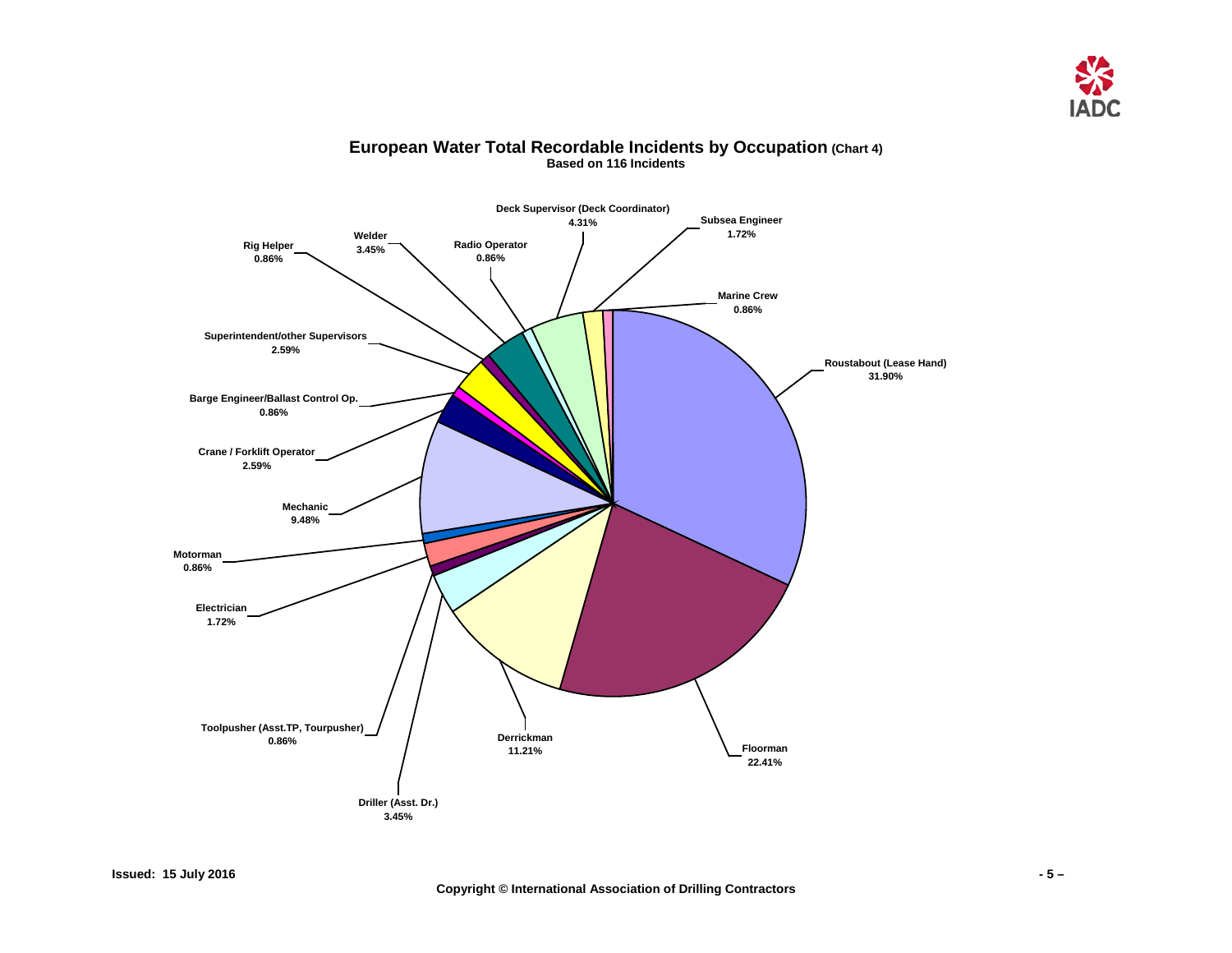# European Water Total Recordable Incidents by Occupation (Chart 4)

**Based on 116 Incidents**

| Occupation | Percentage |
| --- | --- |
| Roustabout (Lease Hand) | 31.90% |
| Floorman | 22.41% |
| Derrickman | 11.21% |
| Driller (Asst. Dr.) | 3.45% |
| Toolpusher (Asst.TP, Tourpusher) | 0.86% |
| Electrician | 1.72% |
| Motorman | 0.86% |
| Mechanic | 9.48% |
| Crane / Forklift Operator | 2.59% |
| Barge Engineer/Ballast Control Op. | 0.86% |
| Superintendent/other Supervisors | 2.59% |
| Rig Helper | 0.86% |
| Welder | 3.45% |
| Radio Operator | 0.86% |
| Deck Supervisor (Deck Coordinator) | 4.31% |
| Subsea Engineer | 1.72% |
| Marine Crew | 0.86% |

**Issued: 15 July 2016**

**Copyright © International Association of Drilling Contractors**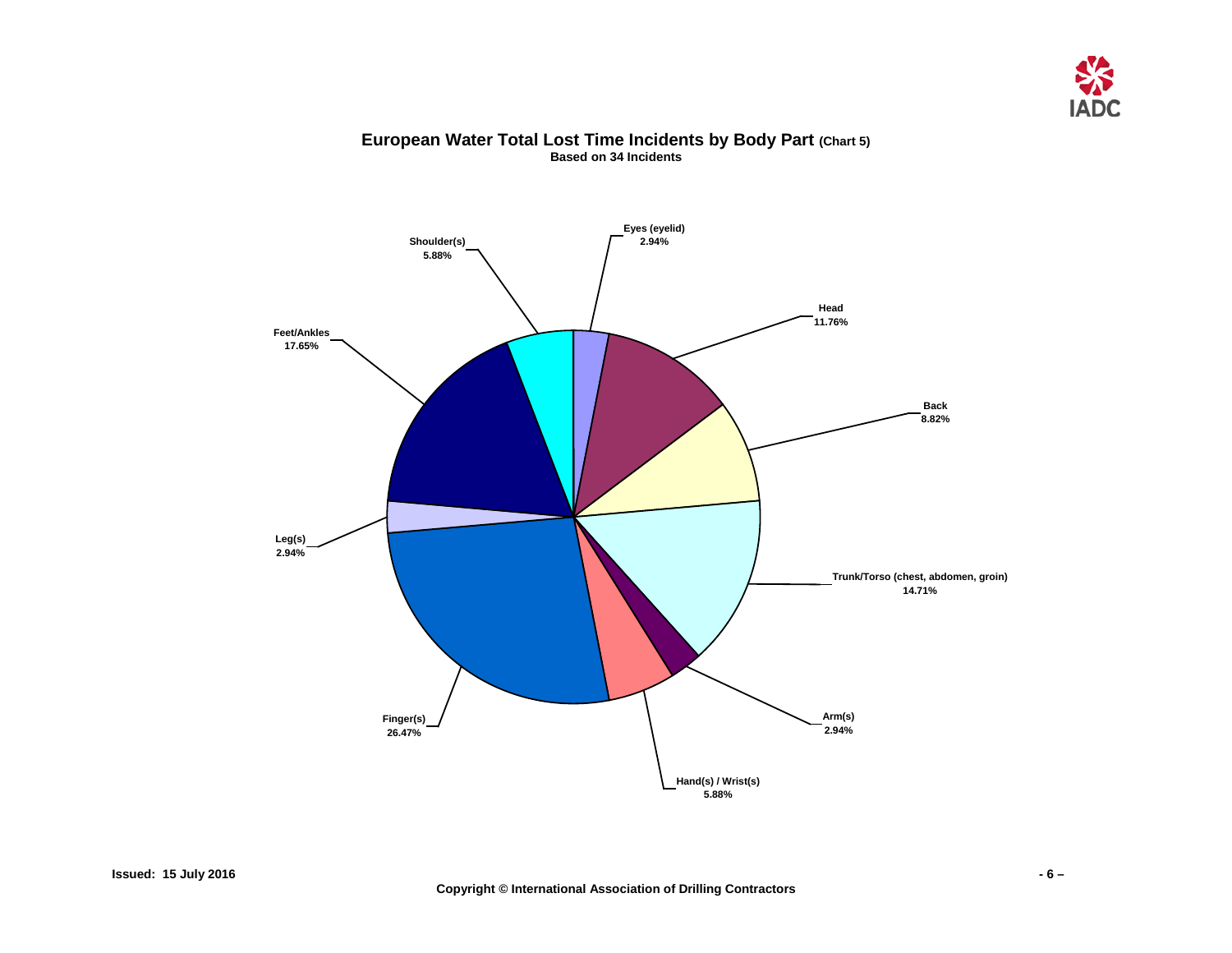## European Water Total Lost Time Incidents by Body Part (Chart 5)

**Based on 34 Incidents**

| Body Part | Percentage |
|---|---|
| Eyes (eyelid) | 2.94% |
| Head | 11.76% |
| Back | 8.82% |
| Trunk/Torso (chest, abdomen, groin) | 14.71% |
| Arm(s) | 2.94% |
| Hand(s) / Wrist(s) | 5.88% |
| Finger(s) | 26.47% |
| Leg(s) | 2.94% |
| Feet/Ankles | 17.65% |
| Shoulder(s) | 5.88% |

**Issued: 15 July 2016**

**Copyright © International Association of Drilling Contractors**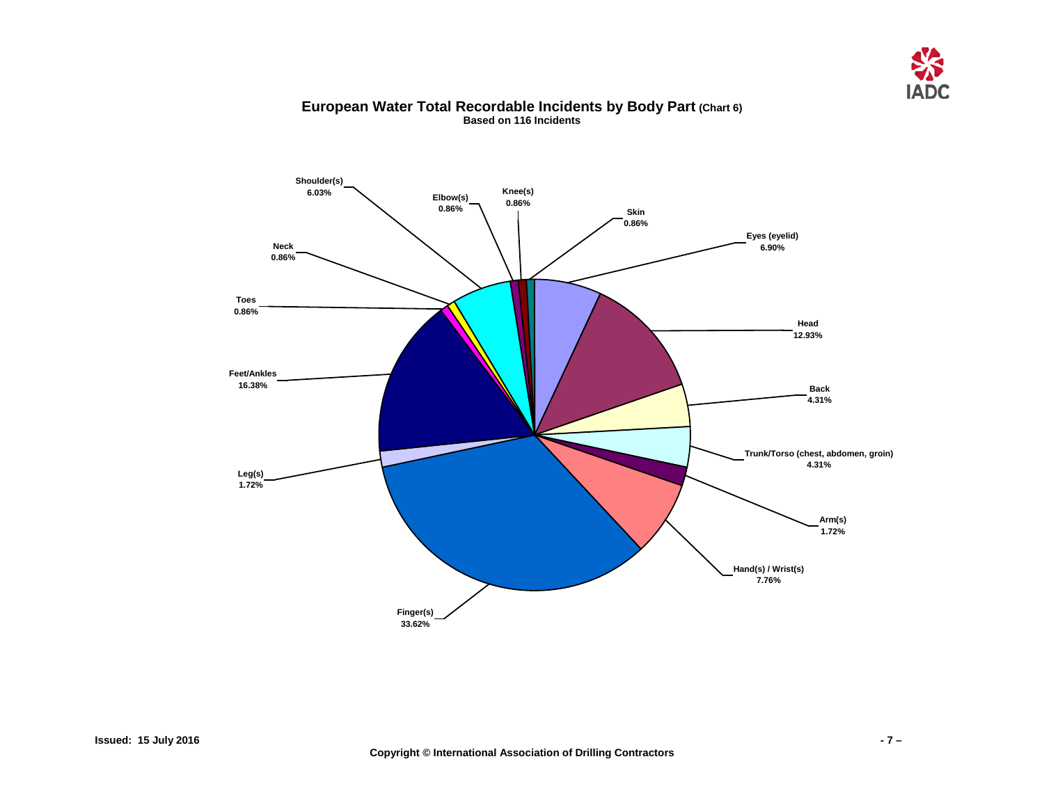## European Water Total Recordable Incidents by Body Part (Chart 6)

**Based on 116 Incidents**

| Body Part | Percentage |
|---|---|
| Eyes (eyelid) | 6.90% |
| Head | 12.93% |
| Back | 4.31% |
| Trunk/Torso (chest, abdomen, groin) | 4.31% |
| Arm(s) | 1.72% |
| Hand(s) / Wrist(s) | 7.76% |
| Finger(s) | 33.62% |
| Leg(s) | 1.72% |
| Feet/Ankles | 16.38% |
| Toes | 0.86% |
| Neck | 0.86% |
| Shoulder(s) | 6.03% |
| Elbow(s) | 0.86% |
| Knee(s) | 0.86% |
| Skin | 0.86% |

**Issued: 15 July 2016**

**Copyright © International Association of Drilling Contractors**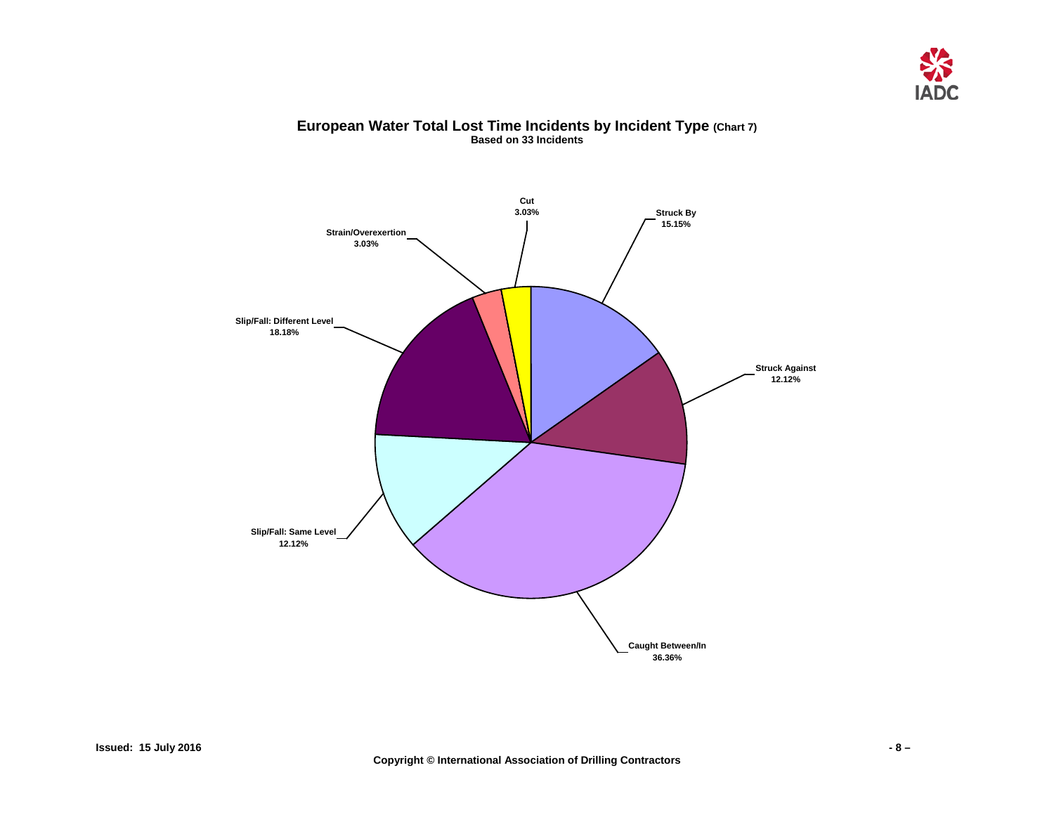## European Water Total Lost Time Incidents by Incident Type (Chart 7)

**Based on 33 Incidents**

| Incident Type | Percentage |
| --- | --- |
| Cut | 3.03% |
| Struck By | 15.15% |
| Struck Against | 12.12% |
| Caught Between/In | 36.36% |
| Slip/Fall: Same Level | 12.12% |
| Slip/Fall: Different Level | 18.18% |
| Strain/Overexertion | 3.03% |

**Issued: 15 July 2016**

**Copyright © International Association of Drilling Contractors**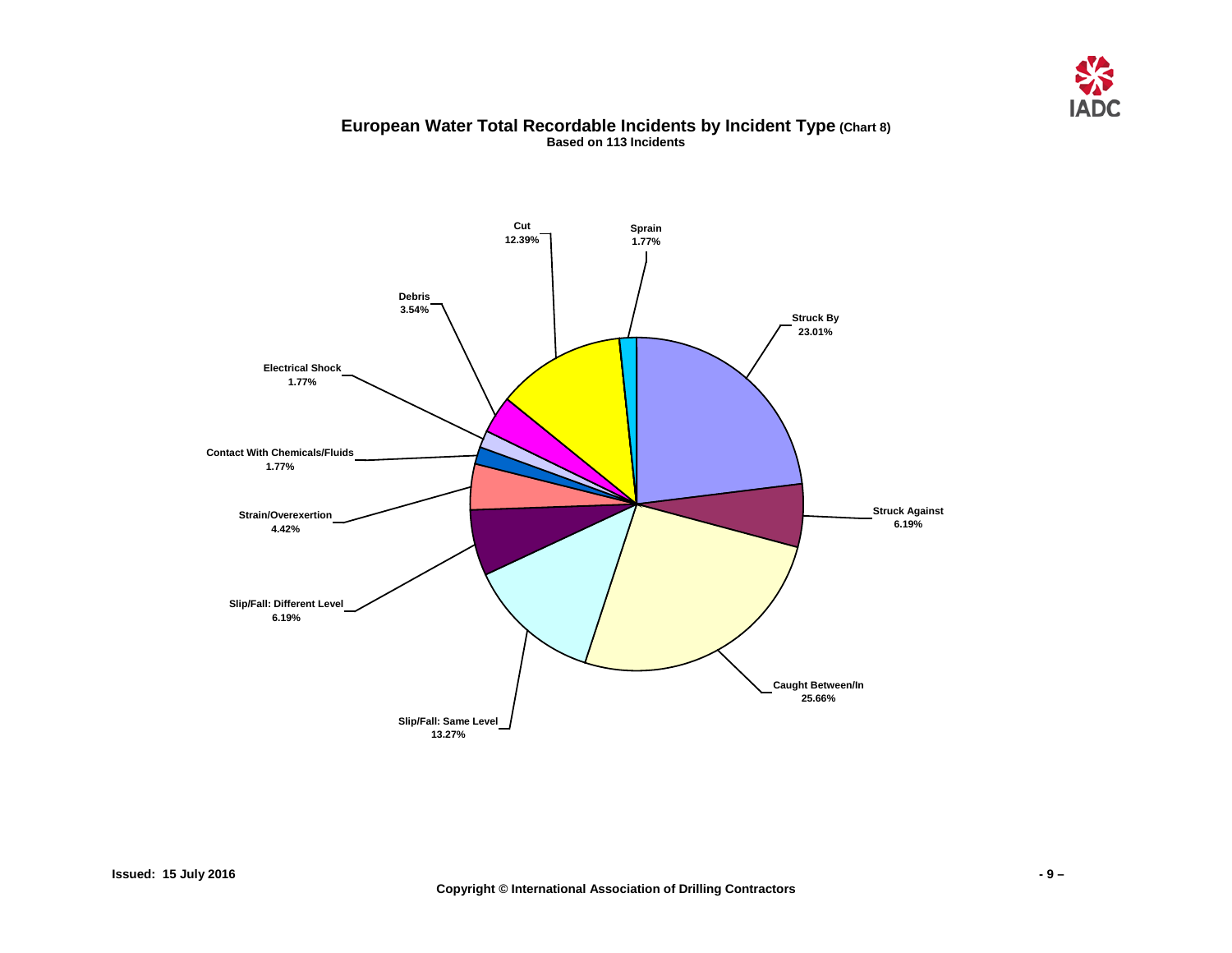## European Water Total Recordable Incidents by Incident Type (Chart 8)

**Based on 113 Incidents**

| Incident Type | Percentage |
|---|---|
| Struck By | 23.01% |
| Struck Against | 6.19% |
| Caught Between/In | 25.66% |
| Slip/Fall: Same Level | 13.27% |
| Slip/Fall: Different Level | 6.19% |
| Strain/Overexertion | 4.42% |
| Contact With Chemicals/Fluids | 1.77% |
| Electrical Shock | 1.77% |
| Debris | 3.54% |
| Cut | 12.39% |
| Sprain | 1.77% |

Issued: 15 July 2016

Copyright © International Association of Drilling Contractors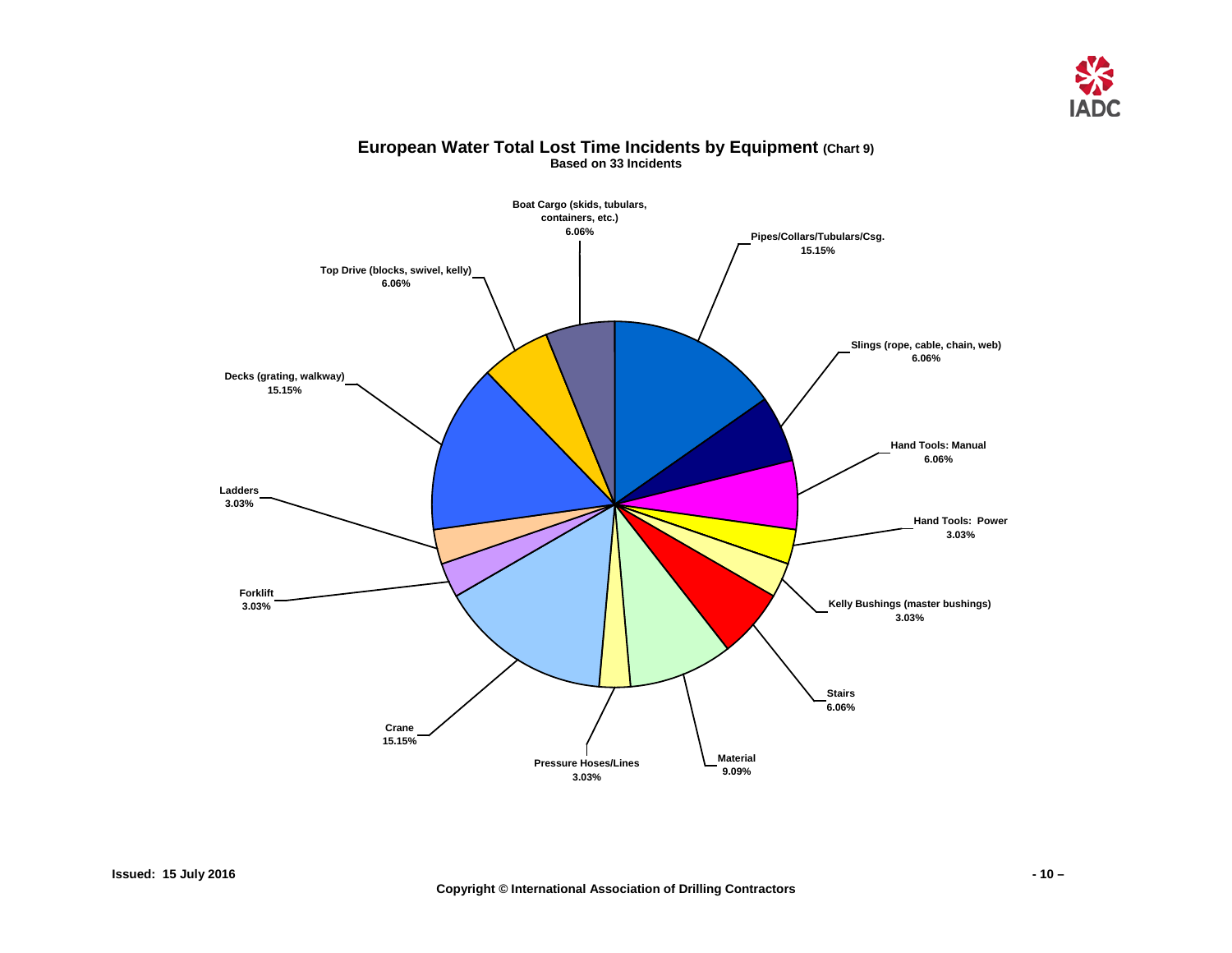# European Water Total Lost Time Incidents by Equipment (Chart 9)

**Based on 33 Incidents**

| Equipment | Percentage |
| --- | --- |
| Pipes/Collars/Tubulars/Csg. | 15.15% |
| Slings (rope, cable, chain, web) | 6.06% |
| Hand Tools: Manual | 6.06% |
| Hand Tools: Power | 3.03% |
| Kelly Bushings (master bushings) | 3.03% |
| Stairs | 6.06% |
| Material | 9.09% |
| Pressure Hoses/Lines | 3.03% |
| Crane | 15.15% |
| Forklift | 3.03% |
| Ladders | 3.03% |
| Decks (grating, walkway) | 15.15% |
| Top Drive (blocks, swivel, kelly) | 6.06% |
| Boat Cargo (skids, tubulars, containers, etc.) | 6.06% |

**Issued: 15 July 2016**

**Copyright © International Association of Drilling Contractors**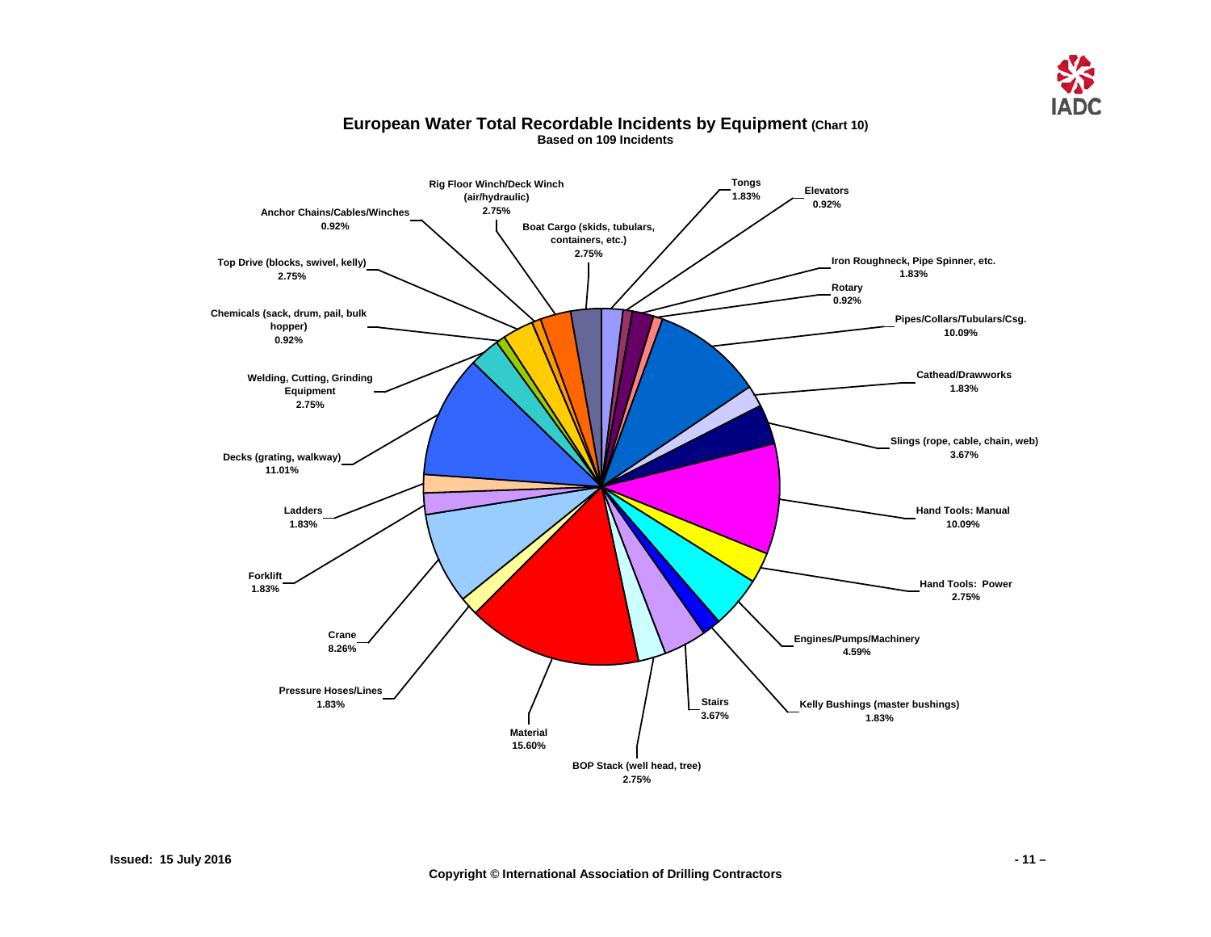# European Water Total Recordable Incidents by Equipment (Chart 10)

**Based on 109 Incidents**

| Equipment | Percentage |
| --- | --- |
| Tongs | 1.83% |
| Elevators | 0.92% |
| Iron Roughneck, Pipe Spinner, etc. | 1.83% |
| Rotary | 0.92% |
| Pipes/Collars/Tubulars/Csg. | 10.09% |
| Cathead/Drawworks | 1.83% |
| Slings (rope, cable, chain, web) | 3.67% |
| Hand Tools: Manual | 10.09% |
| Hand Tools: Power | 2.75% |
| Engines/Pumps/Machinery | 4.59% |
| Kelly Bushings (master bushings) | 1.83% |
| Stairs | 3.67% |
| BOP Stack (well head, tree) | 2.75% |
| Material | 15.60% |
| Pressure Hoses/Lines | 1.83% |
| Crane | 8.26% |
| Forklift | 1.83% |
| Ladders | 1.83% |
| Decks (grating, walkway) | 11.01% |
| Welding, Cutting, Grinding Equipment | 2.75% |
| Chemicals (sack, drum, pail, bulk hopper) | 0.92% |
| Top Drive (blocks, swivel, kelly) | 2.75% |
| Anchor Chains/Cables/Winches | 0.92% |
| Rig Floor Winch/Deck Winch (air/hydraulic) | 2.75% |
| Boat Cargo (skids, tubulars, containers, etc.) | 2.75% |

Issued: 15 July 2016

Copyright © International Association of Drilling Contractors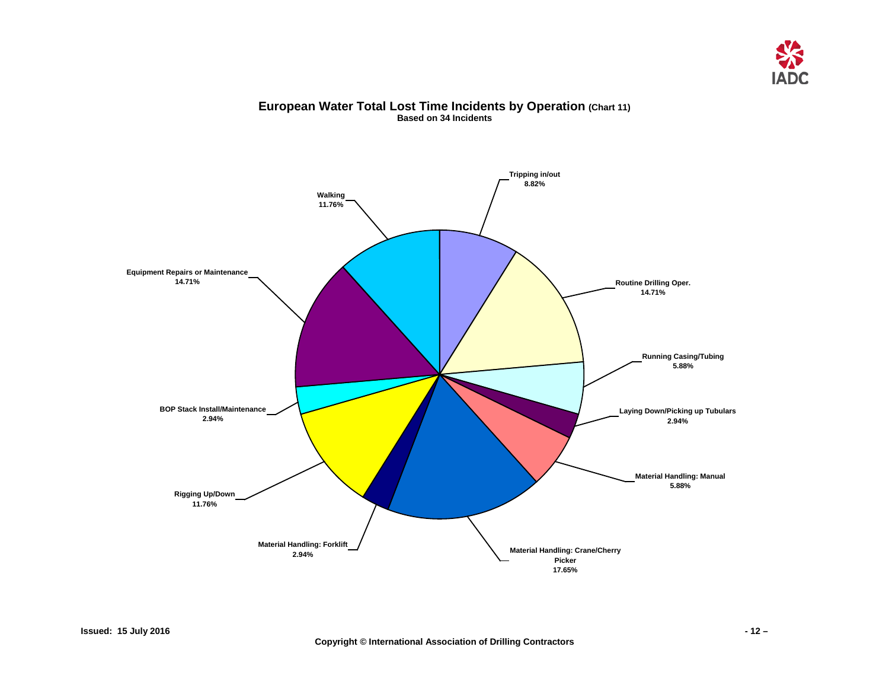# European Water Total Lost Time Incidents by Operation (Chart 11)

**Based on 34 Incidents**

| Operation | Percentage |
|---|---|
| Tripping in/out | 8.82% |
| Routine Drilling Oper. | 14.71% |
| Running Casing/Tubing | 5.88% |
| Laying Down/Picking up Tubulars | 2.94% |
| Material Handling: Manual | 5.88% |
| Material Handling: Crane/Cherry Picker | 17.65% |
| Material Handling: Forklift | 2.94% |
| Rigging Up/Down | 11.76% |
| BOP Stack Install/Maintenance | 2.94% |
| Equipment Repairs or Maintenance | 14.71% |
| Walking | 11.76% |

**Issued: 15 July 2016**

**Copyright © International Association of Drilling Contractors**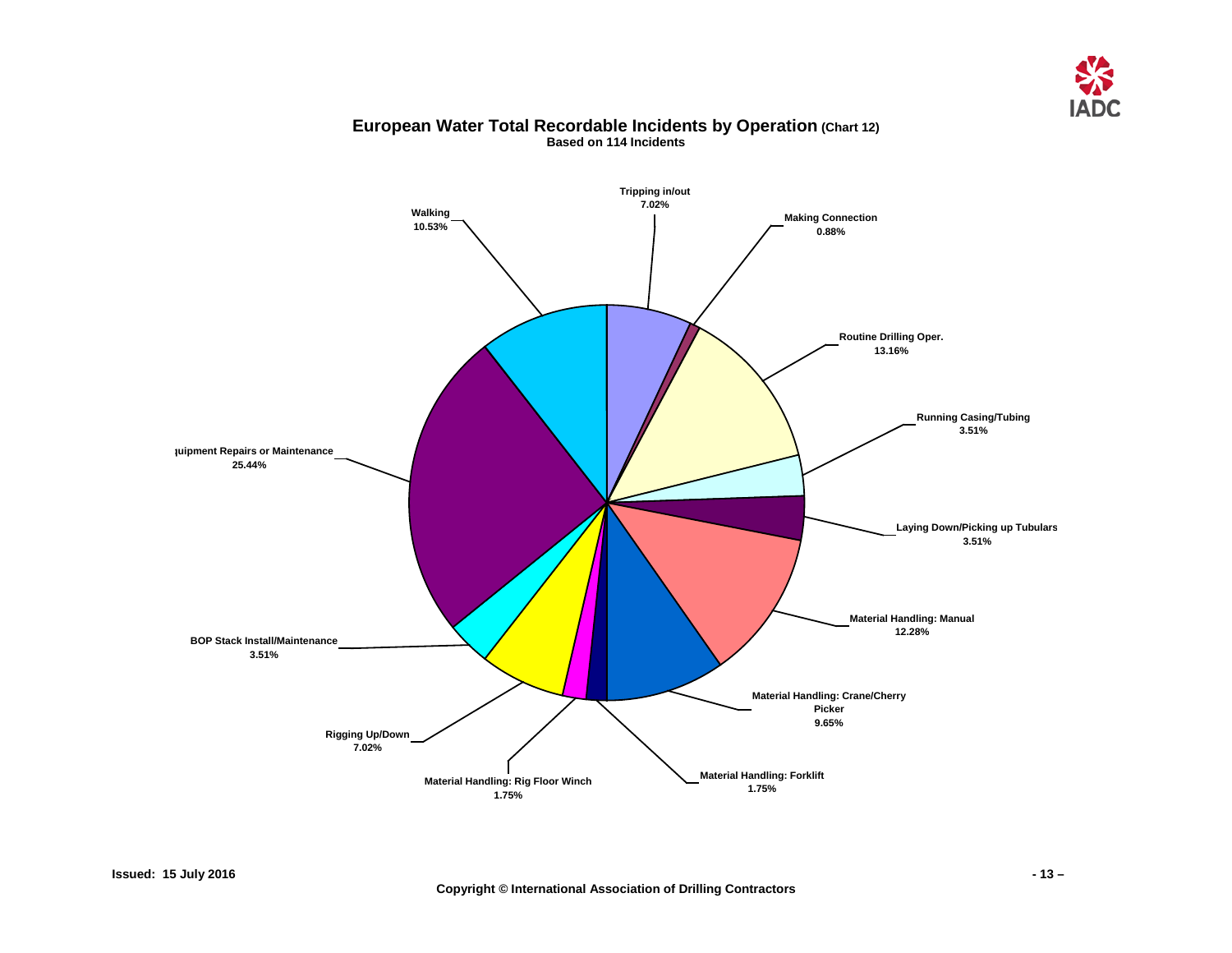## European Water Total Recordable Incidents by Operation (Chart 12)

**Based on 114 Incidents**

- Tripping in/out: 7.02%
- Making Connection: 0.88%
- Routine Drilling Oper.: 13.16%
- Running Casing/Tubing: 3.51%
- Laying Down/Picking up Tubulars: 3.51%
- Material Handling: Manual: 12.28%
- Material Handling: Crane/Cherry Picker: 9.65%
- Material Handling: Forklift: 1.75%
- Material Handling: Rig Floor Winch: 1.75%
- Rigging Up/Down: 7.02%
- BOP Stack Install/Maintenance: 3.51%
- Equipment Repairs or Maintenance: 25.44%
- Walking: 10.53%

**Issued: 15 July 2016**

**Copyright © International Association of Drilling Contractors**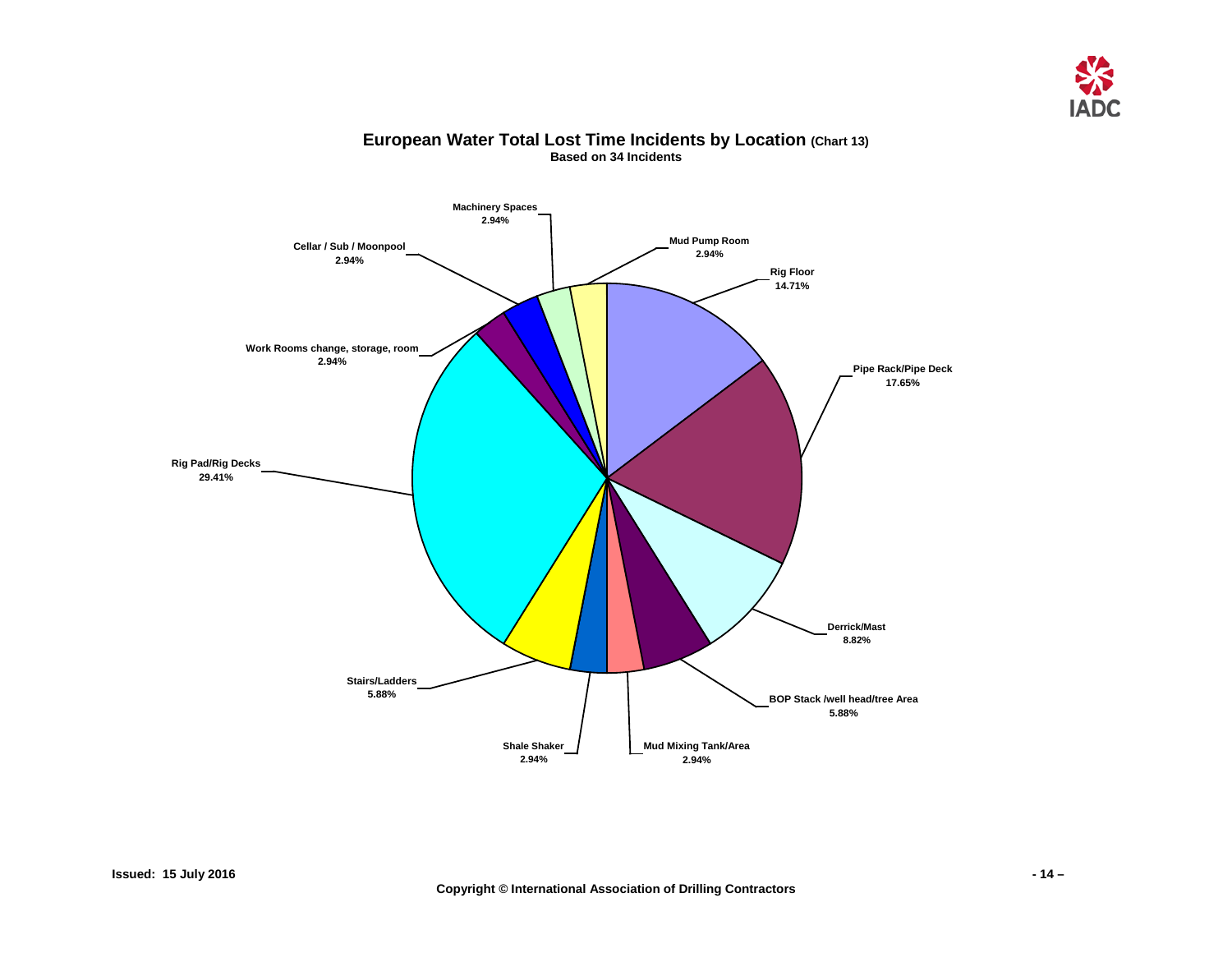# European Water Total Lost Time Incidents by Location (Chart 13)

**Based on 34 Incidents**

| Location | Percentage |
|---|---|
| Rig Floor | 14.71% |
| Pipe Rack/Pipe Deck | 17.65% |
| Derrick/Mast | 8.82% |
| BOP Stack /well head/tree Area | 5.88% |
| Mud Mixing Tank/Area | 2.94% |
| Shale Shaker | 2.94% |
| Stairs/Ladders | 5.88% |
| Rig Pad/Rig Decks | 29.41% |
| Work Rooms change, storage, room | 2.94% |
| Cellar / Sub / Moonpool | 2.94% |
| Machinery Spaces | 2.94% |
| Mud Pump Room | 2.94% |

**Issued: 15 July 2016**

**Copyright © International Association of Drilling Contractors**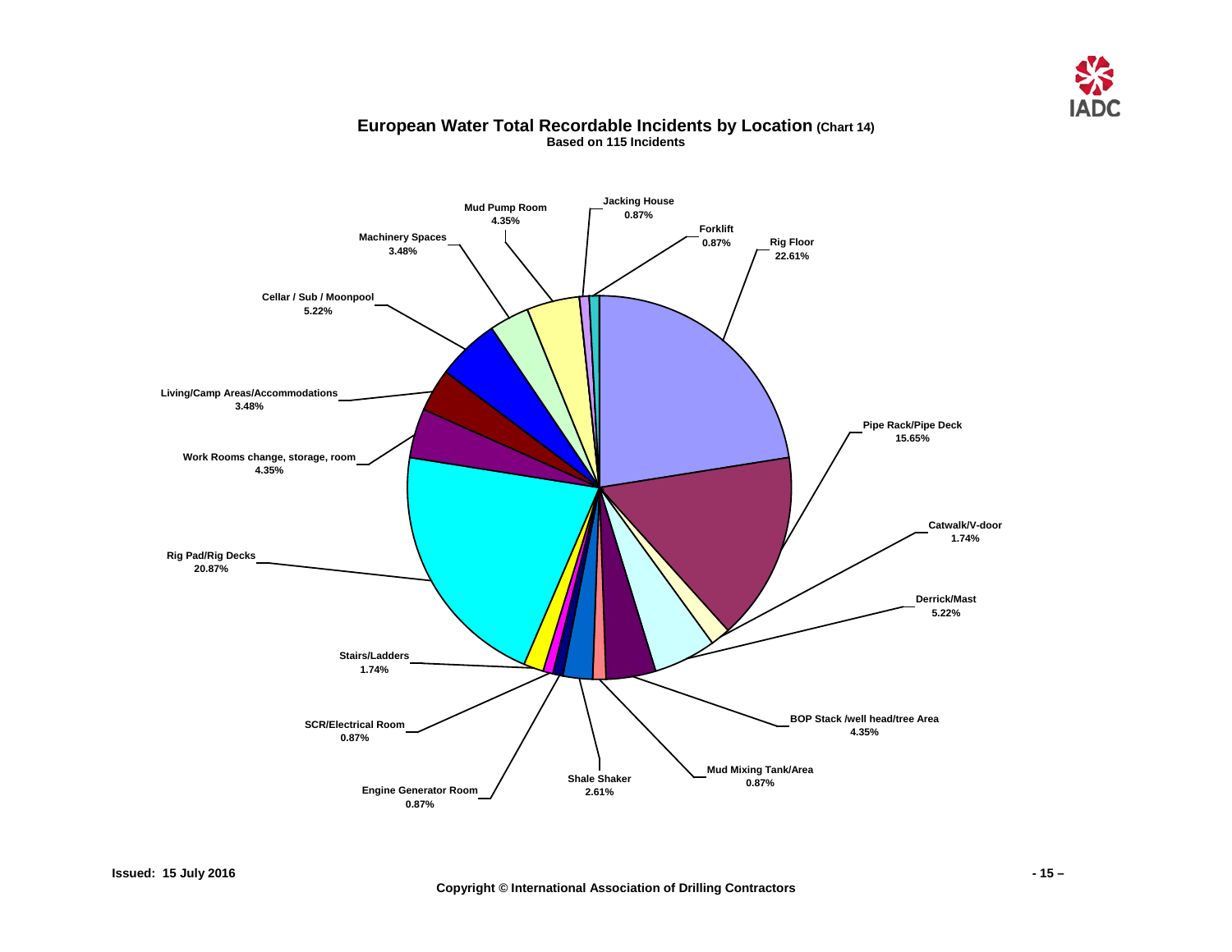## European Water Total Recordable Incidents by Location (Chart 14)

**Based on 115 Incidents**

| Location | Percentage |
|---|---|
| Rig Floor | 22.61% |
| Pipe Rack/Pipe Deck | 15.65% |
| Catwalk/V-door | 1.74% |
| Derrick/Mast | 5.22% |
| BOP Stack /well head/tree Area | 4.35% |
| Mud Mixing Tank/Area | 0.87% |
| Shale Shaker | 2.61% |
| Engine Generator Room | 0.87% |
| SCR/Electrical Room | 0.87% |
| Stairs/Ladders | 1.74% |
| Rig Pad/Rig Decks | 20.87% |
| Work Rooms change, storage, room | 4.35% |
| Living/Camp Areas/Accommodations | 3.48% |
| Cellar / Sub / Moonpool | 5.22% |
| Machinery Spaces | 3.48% |
| Mud Pump Room | 4.35% |
| Jacking House | 0.87% |
| Forklift | 0.87% |

Issued: 15 July 2016

Copyright © International Association of Drilling Contractors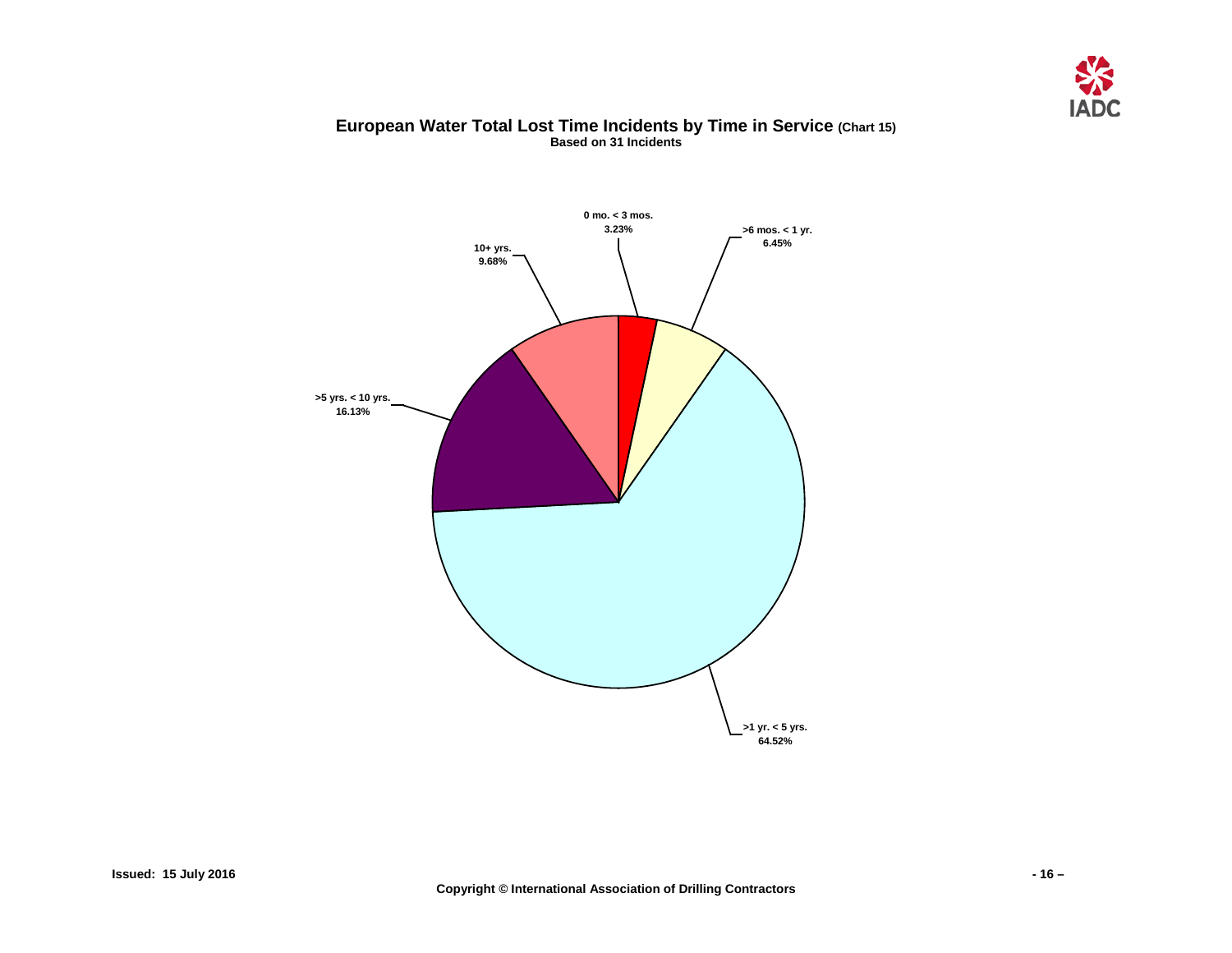## European Water Total Lost Time Incidents by Time in Service (Chart 15)

**Based on 31 Incidents**

0 mo. < 3 mos.
3.23%

>6 mos. < 1 yr.
6.45%

10+ yrs.
9.68%

>5 yrs. < 10 yrs.
16.13%

>1 yr. < 5 yrs.
64.52%

Issued: 15 July 2016

Copyright © International Association of Drilling Contractors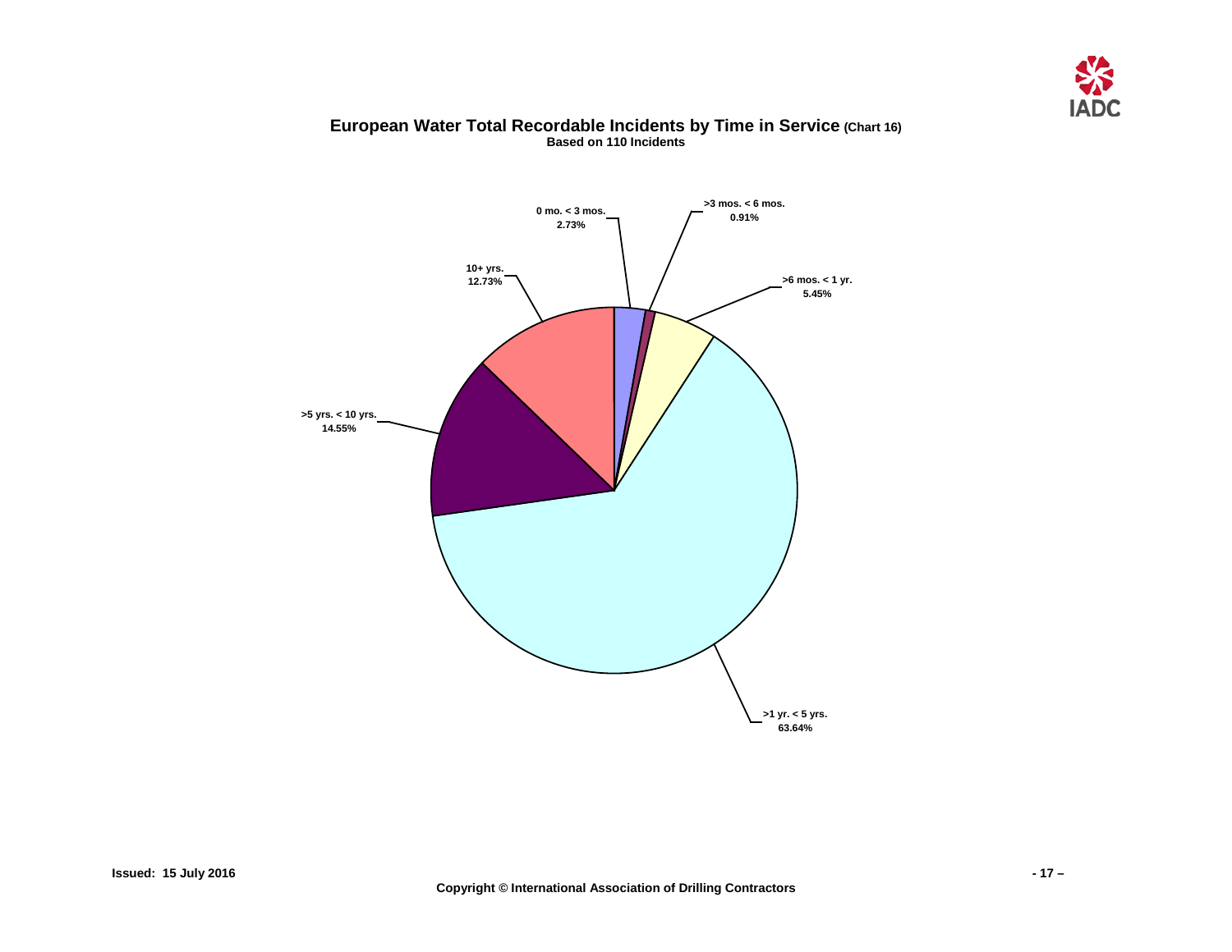## European Water Total Recordable Incidents by Time in Service (Chart 16)

**Based on 110 Incidents**

0 mo. < 3 mos. 2.73%

>3 mos. < 6 mos. 0.91%

>6 mos. < 1 yr. 5.45%

>1 yr. < 5 yrs. 63.64%

>5 yrs. < 10 yrs. 14.55%

10+ yrs. 12.73%

Issued: 15 July 2016

Copyright © International Association of Drilling Contractors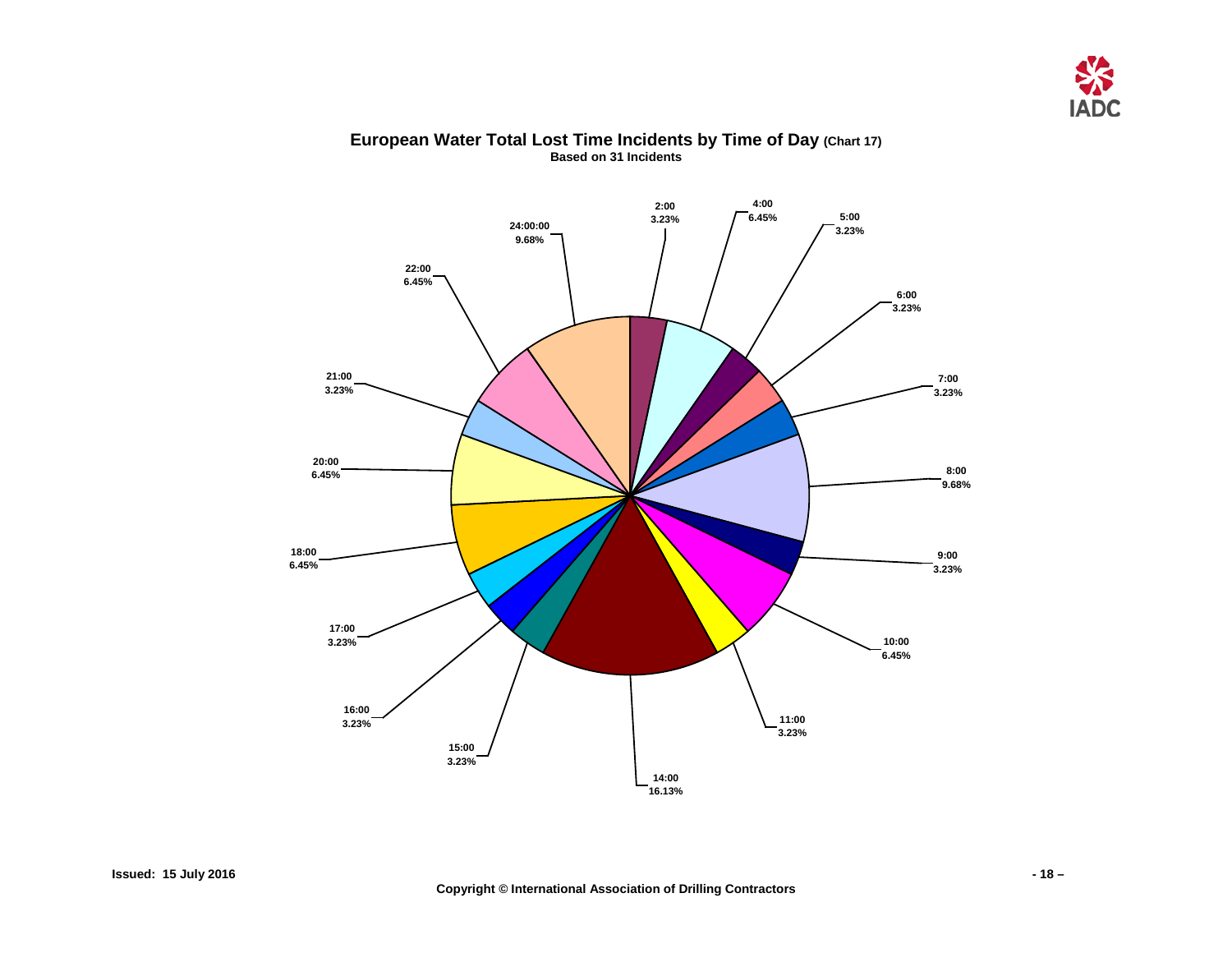## European Water Total Lost Time Incidents by Time of Day (Chart 17)

**Based on 31 Incidents**

| Time of Day | Percentage |
| --- | --- |
| 2:00 | 3.23% |
| 4:00 | 6.45% |
| 5:00 | 3.23% |
| 6:00 | 3.23% |
| 7:00 | 3.23% |
| 8:00 | 9.68% |
| 9:00 | 3.23% |
| 10:00 | 6.45% |
| 11:00 | 3.23% |
| 14:00 | 16.13% |
| 15:00 | 3.23% |
| 16:00 | 3.23% |
| 17:00 | 3.23% |
| 18:00 | 6.45% |
| 20:00 | 6.45% |
| 21:00 | 3.23% |
| 22:00 | 6.45% |
| 24:00:00 | 9.68% |

**Issued: 15 July 2016**

**Copyright © International Association of Drilling Contractors**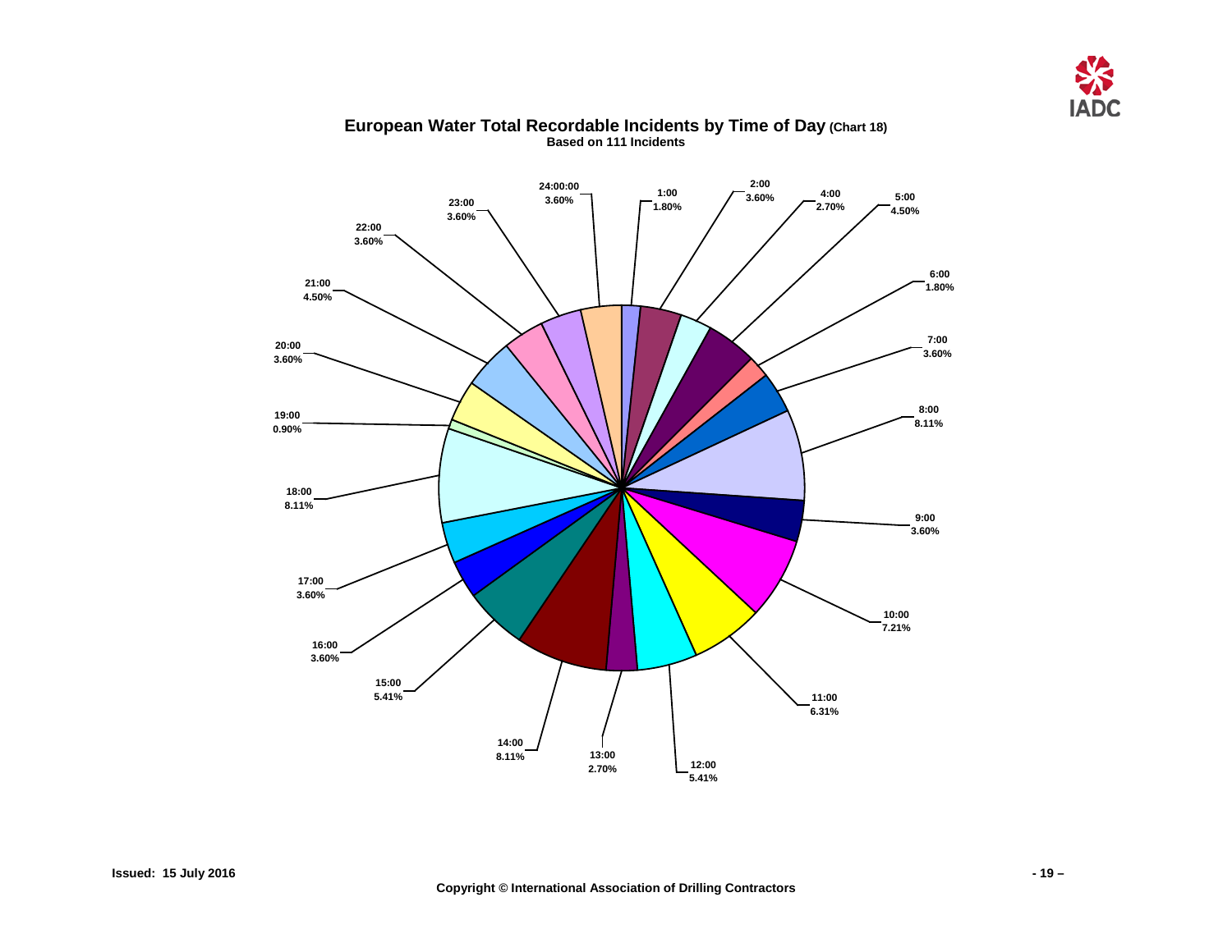## European Water Total Recordable Incidents by Time of Day (Chart 18)

**Based on 111 Incidents**

| Time | Percentage |
|---|---|
| 1:00 | 1.80% |
| 2:00 | 3.60% |
| 4:00 | 2.70% |
| 5:00 | 4.50% |
| 6:00 | 1.80% |
| 7:00 | 3.60% |
| 8:00 | 8.11% |
| 9:00 | 3.60% |
| 10:00 | 7.21% |
| 11:00 | 6.31% |
| 12:00 | 5.41% |
| 13:00 | 2.70% |
| 14:00 | 8.11% |
| 15:00 | 5.41% |
| 16:00 | 3.60% |
| 17:00 | 3.60% |
| 18:00 | 8.11% |
| 19:00 | 0.90% |
| 20:00 | 3.60% |
| 21:00 | 4.50% |
| 22:00 | 3.60% |
| 23:00 | 3.60% |
| 24:00:00 | 3.60% |

**Issued: 15 July 2016**

**Copyright © International Association of Drilling Contractors**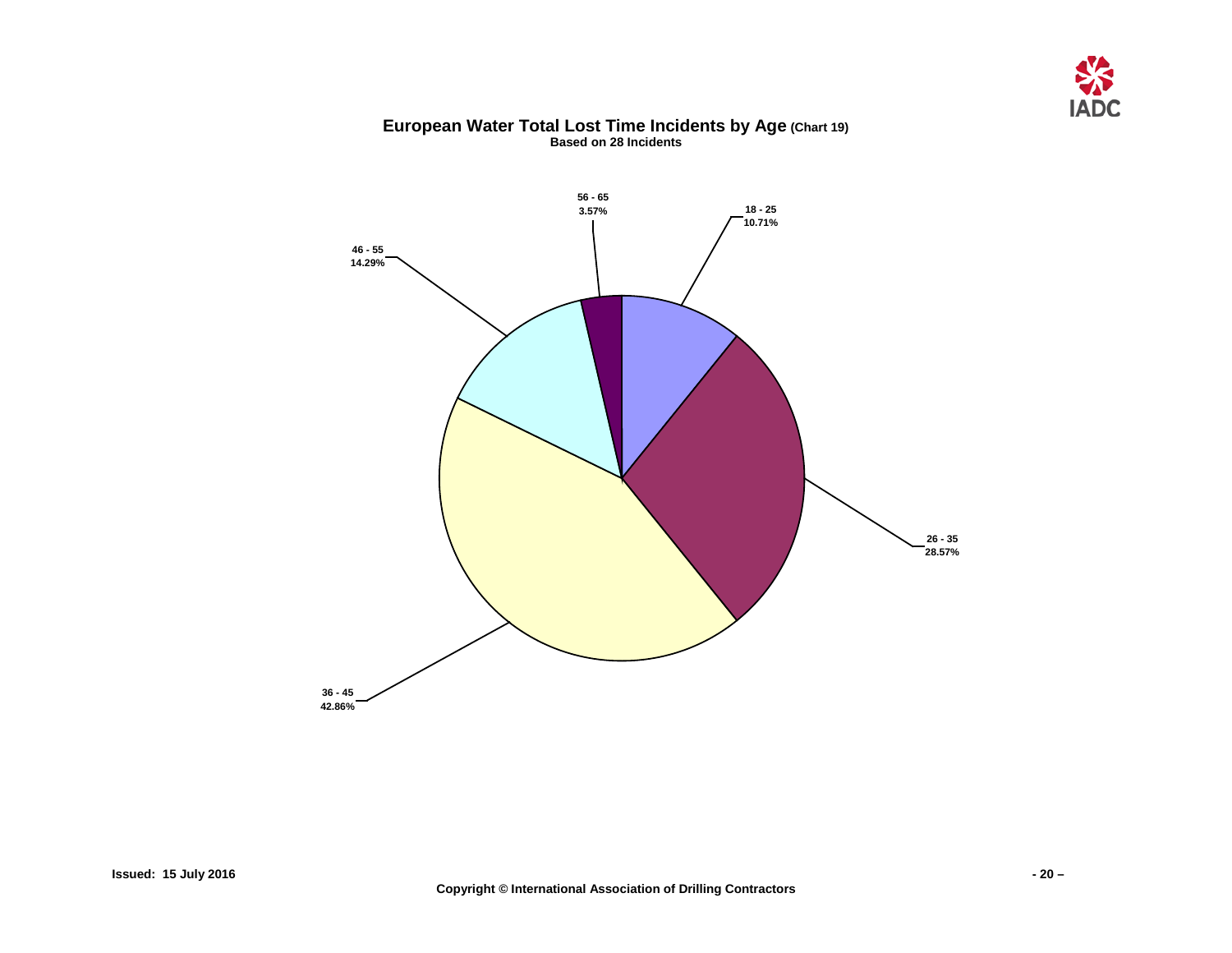## European Water Total Lost Time Incidents by Age (Chart 19)

**Based on 28 Incidents**

| Age | Percentage |
|---|---|
| 18 - 25 | 10.71% |
| 26 - 35 | 28.57% |
| 36 - 45 | 42.86% |
| 46 - 55 | 14.29% |
| 56 - 65 | 3.57% |

**Issued: 15 July 2016**

**Copyright © International Association of Drilling Contractors**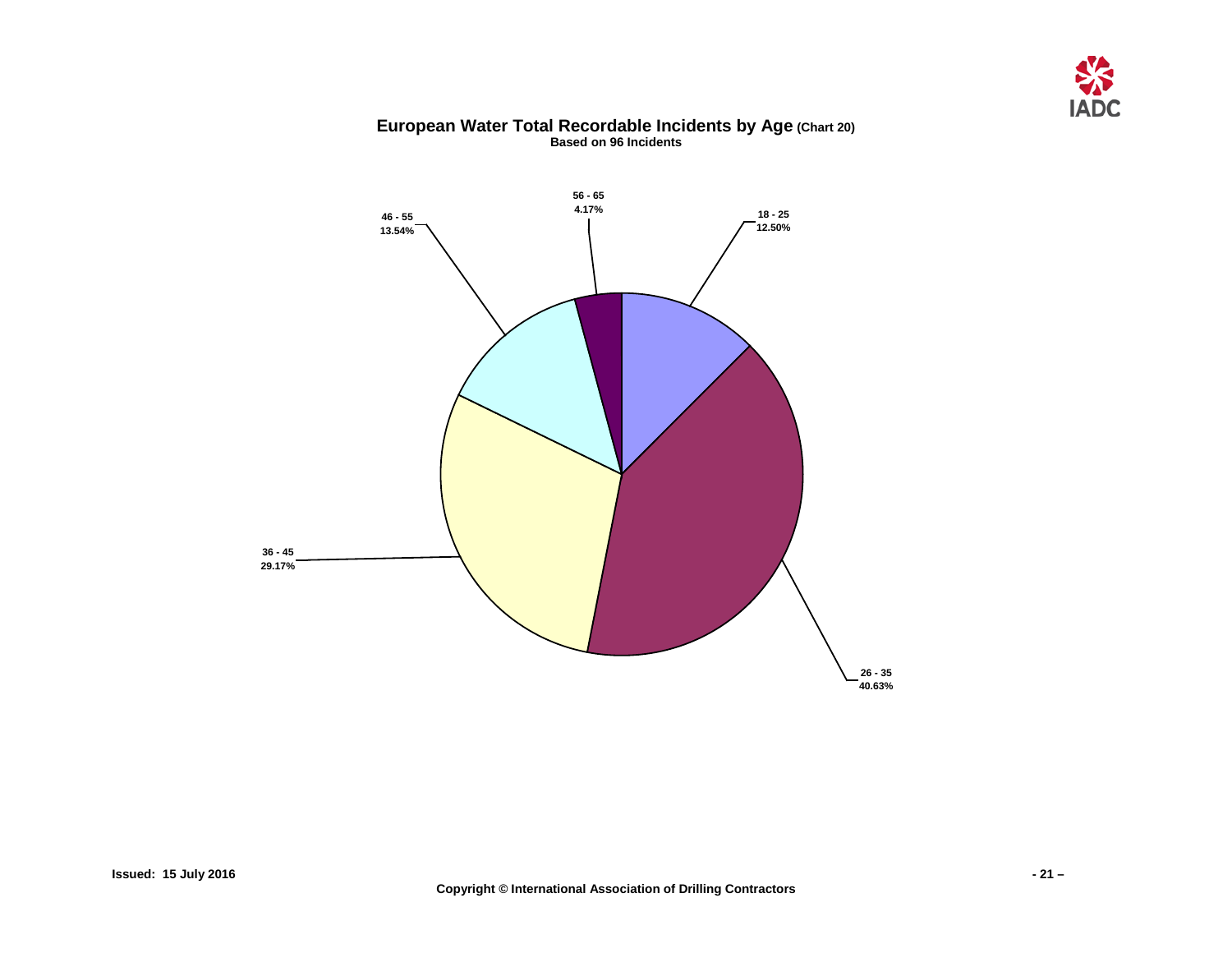## European Water Total Recordable Incidents by Age (Chart 20)

**Based on 96 Incidents**

56 - 65
4.17%

46 - 55
13.54%

18 - 25
12.50%

36 - 45
29.17%

26 - 35
40.63%

**Issued: 15 July 2016**

**Copyright © International Association of Drilling Contractors**